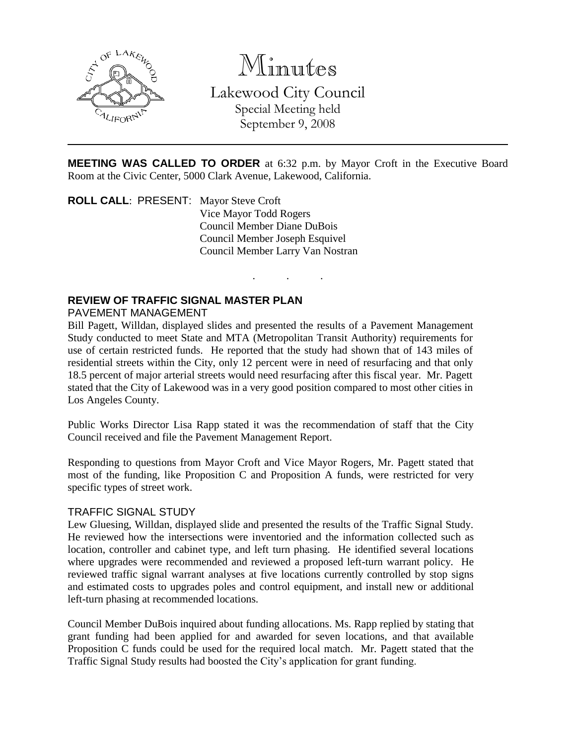# Minutes

Lakewood City Council
Special Meeting held
September 9, 2008

---

**MEETING WAS CALLED TO ORDER** at 6:32 p.m. by Mayor Croft in the Executive Board Room at the Civic Center, 5000 Clark Avenue, Lakewood, California.

**ROLL CALL**: PRESENT: Mayor Steve Croft
Vice Mayor Todd Rogers
Council Member Diane DuBois
Council Member Joseph Esquivel
Council Member Larry Van Nostran

. . .

**REVIEW OF TRAFFIC SIGNAL MASTER PLAN**

PAVEMENT MANAGEMENT

Bill Pagett, Willdan, displayed slides and presented the results of a Pavement Management Study conducted to meet State and MTA (Metropolitan Transit Authority) requirements for use of certain restricted funds. He reported that the study had shown that of 143 miles of residential streets within the City, only 12 percent were in need of resurfacing and that only 18.5 percent of major arterial streets would need resurfacing after this fiscal year. Mr. Pagett stated that the City of Lakewood was in a very good position compared to most other cities in Los Angeles County.

Public Works Director Lisa Rapp stated it was the recommendation of staff that the City Council received and file the Pavement Management Report.

Responding to questions from Mayor Croft and Vice Mayor Rogers, Mr. Pagett stated that most of the funding, like Proposition C and Proposition A funds, were restricted for very specific types of street work.

TRAFFIC SIGNAL STUDY

Lew Gluesing, Willdan, displayed slide and presented the results of the Traffic Signal Study. He reviewed how the intersections were inventoried and the information collected such as location, controller and cabinet type, and left turn phasing. He identified several locations where upgrades were recommended and reviewed a proposed left-turn warrant policy. He reviewed traffic signal warrant analyses at five locations currently controlled by stop signs and estimated costs to upgrades poles and control equipment, and install new or additional left-turn phasing at recommended locations.

Council Member DuBois inquired about funding allocations. Ms. Rapp replied by stating that grant funding had been applied for and awarded for seven locations, and that available Proposition C funds could be used for the required local match. Mr. Pagett stated that the Traffic Signal Study results had boosted the City's application for grant funding.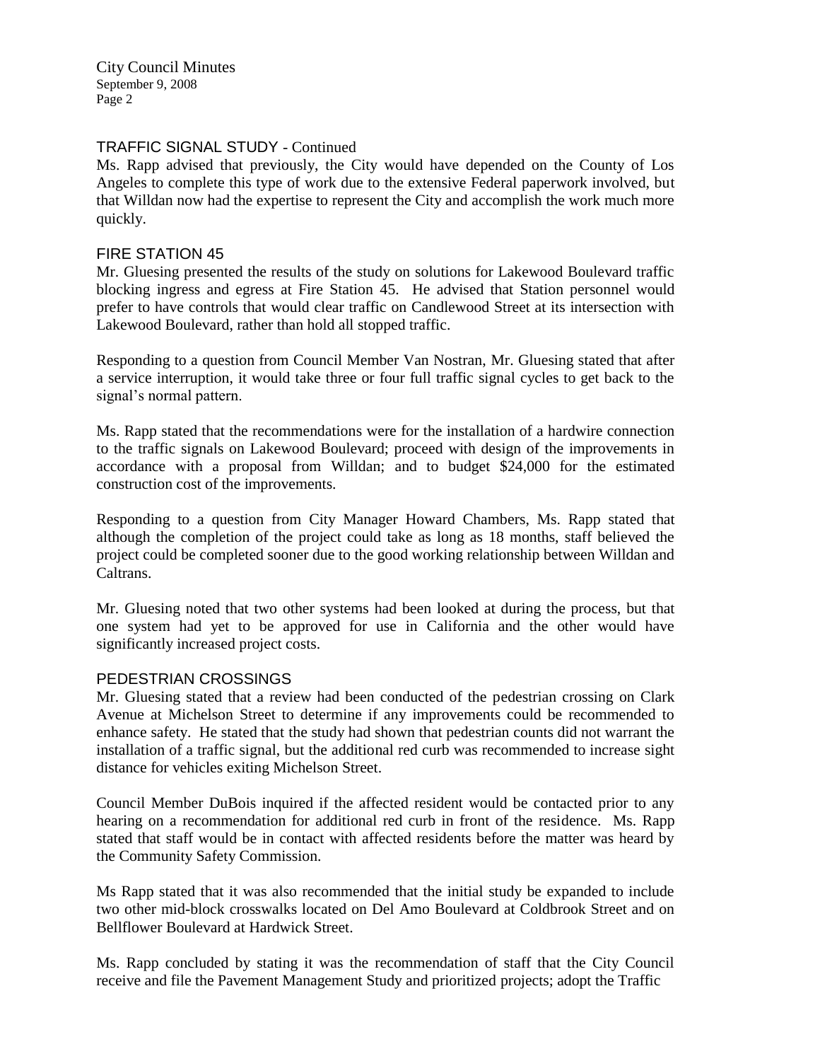## TRAFFIC SIGNAL STUDY - Continued

Ms. Rapp advised that previously, the City would have depended on the County of Los Angeles to complete this type of work due to the extensive Federal paperwork involved, but that Willdan now had the expertise to represent the City and accomplish the work much more quickly.

## FIRE STATION 45

Mr. Gluesing presented the results of the study on solutions for Lakewood Boulevard traffic blocking ingress and egress at Fire Station 45. He advised that Station personnel would prefer to have controls that would clear traffic on Candlewood Street at its intersection with Lakewood Boulevard, rather than hold all stopped traffic.

Responding to a question from Council Member Van Nostran, Mr. Gluesing stated that after a service interruption, it would take three or four full traffic signal cycles to get back to the signal's normal pattern.

Ms. Rapp stated that the recommendations were for the installation of a hardwire connection to the traffic signals on Lakewood Boulevard; proceed with design of the improvements in accordance with a proposal from Willdan; and to budget $24,000 for the estimated construction cost of the improvements.

Responding to a question from City Manager Howard Chambers, Ms. Rapp stated that although the completion of the project could take as long as 18 months, staff believed the project could be completed sooner due to the good working relationship between Willdan and Caltrans.

Mr. Gluesing noted that two other systems had been looked at during the process, but that one system had yet to be approved for use in California and the other would have significantly increased project costs.

## PEDESTRIAN CROSSINGS

Mr. Gluesing stated that a review had been conducted of the pedestrian crossing on Clark Avenue at Michelson Street to determine if any improvements could be recommended to enhance safety. He stated that the study had shown that pedestrian counts did not warrant the installation of a traffic signal, but the additional red curb was recommended to increase sight distance for vehicles exiting Michelson Street.

Council Member DuBois inquired if the affected resident would be contacted prior to any hearing on a recommendation for additional red curb in front of the residence. Ms. Rapp stated that staff would be in contact with affected residents before the matter was heard by the Community Safety Commission.

Ms Rapp stated that it was also recommended that the initial study be expanded to include two other mid-block crosswalks located on Del Amo Boulevard at Coldbrook Street and on Bellflower Boulevard at Hardwick Street.

Ms. Rapp concluded by stating it was the recommendation of staff that the City Council receive and file the Pavement Management Study and prioritized projects; adopt the Traffic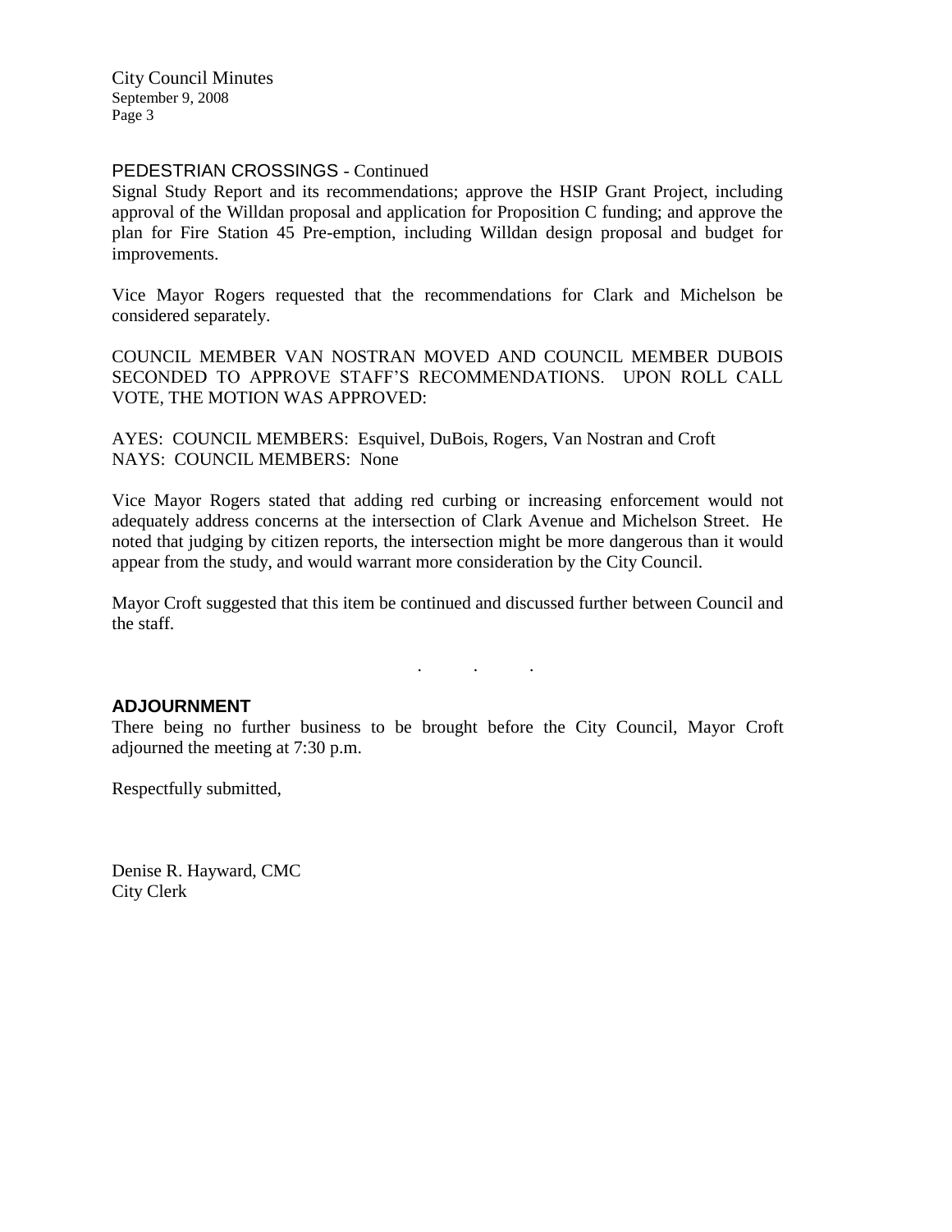PEDESTRIAN CROSSINGS - Continued

Signal Study Report and its recommendations; approve the HSIP Grant Project, including approval of the Willdan proposal and application for Proposition C funding; and approve the plan for Fire Station 45 Pre-emption, including Willdan design proposal and budget for improvements.

Vice Mayor Rogers requested that the recommendations for Clark and Michelson be considered separately.

COUNCIL MEMBER VAN NOSTRAN MOVED AND COUNCIL MEMBER DUBOIS SECONDED TO APPROVE STAFF'S RECOMMENDATIONS. UPON ROLL CALL VOTE, THE MOTION WAS APPROVED:

AYES: COUNCIL MEMBERS: Esquivel, DuBois, Rogers, Van Nostran and Croft
NAYS: COUNCIL MEMBERS: None

Vice Mayor Rogers stated that adding red curbing or increasing enforcement would not adequately address concerns at the intersection of Clark Avenue and Michelson Street. He noted that judging by citizen reports, the intersection might be more dangerous than it would appear from the study, and would warrant more consideration by the City Council.

Mayor Croft suggested that this item be continued and discussed further between Council and the staff.

. . .

## ADJOURNMENT

There being no further business to be brought before the City Council, Mayor Croft adjourned the meeting at 7:30 p.m.

Respectfully submitted,

Denise R. Hayward, CMC
City Clerk